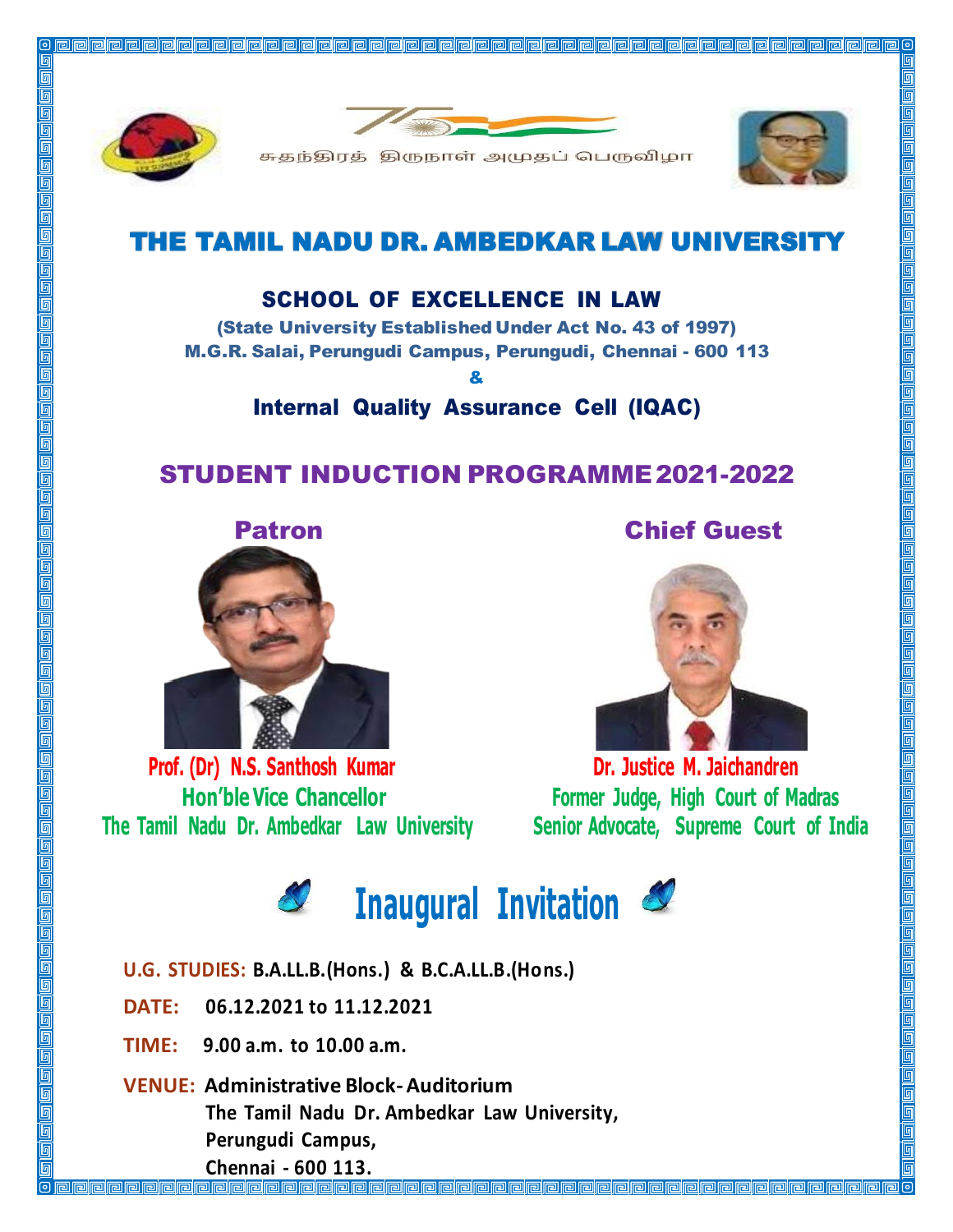சுதந்திரத் திருநாள் அமுதப் பெருவிழா

# THE TAMIL NADU DR. AMBEDKAR LAW UNIVERSITY

## SCHOOL OF EXCELLENCE IN LAW

(State University Established Under Act No. 43 of 1997)
M.G.R. Salai, Perungudi Campus, Perungudi, Chennai - 600 113

&

## Internal Quality Assurance Cell (IQAC)

## STUDENT INDUCTION PROGRAMME 2021-2022

### Patron

**Prof. (Dr) N.S. Santhosh Kumar**
Hon'ble Vice Chancellor
The Tamil Nadu Dr. Ambedkar Law University

### Chief Guest

**Dr. Justice M. Jaichandren**
Former Judge, High Court of Madras
Senior Advocate, Supreme Court of India

## Inaugural Invitation

**U.G. STUDIES:** B.A.LL.B.(Hons.) & B.C.A.LL.B.(Hons.)

**DATE:** 06.12.2021 to 11.12.2021

**TIME:** 9.00 a.m. to 10.00 a.m.

**VENUE:** Administrative Block- Auditorium
The Tamil Nadu Dr. Ambedkar Law University,
Perungudi Campus,
Chennai - 600 113.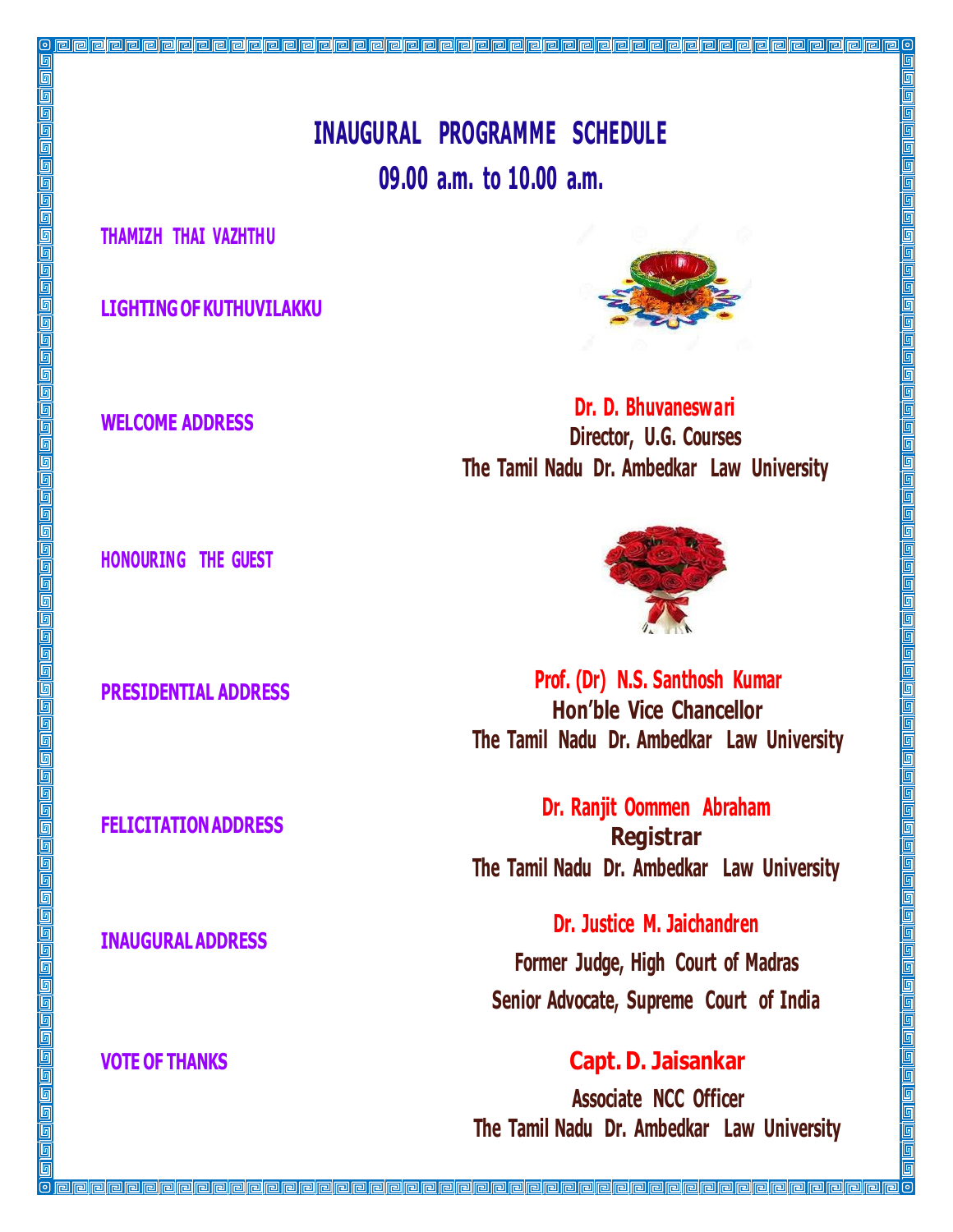# INAUGURAL PROGRAMME SCHEDULE

## 09.00 a.m. to 10.00 a.m.

**THAMIZH THAI VAZHTHU**

**LIGHTING OF KUTHUVILAKKU**

**WELCOME ADDRESS**

Dr. D. Bhuvaneswari
Director, U.G. Courses
The Tamil Nadu Dr. Ambedkar Law University

**HONOURING THE GUEST**

**PRESIDENTIAL ADDRESS**

Prof. (Dr) N.S. Santhosh Kumar
Hon'ble Vice Chancellor
The Tamil Nadu Dr. Ambedkar Law University

**FELICITATION ADDRESS**

Dr. Ranjit Oommen Abraham
Registrar
The Tamil Nadu Dr. Ambedkar Law University

**INAUGURAL ADDRESS**

Dr. Justice M. Jaichandren
Former Judge, High Court of Madras
Senior Advocate, Supreme Court of India

**VOTE OF THANKS**

Capt. D. Jaisankar
Associate NCC Officer
The Tamil Nadu Dr. Ambedkar Law University